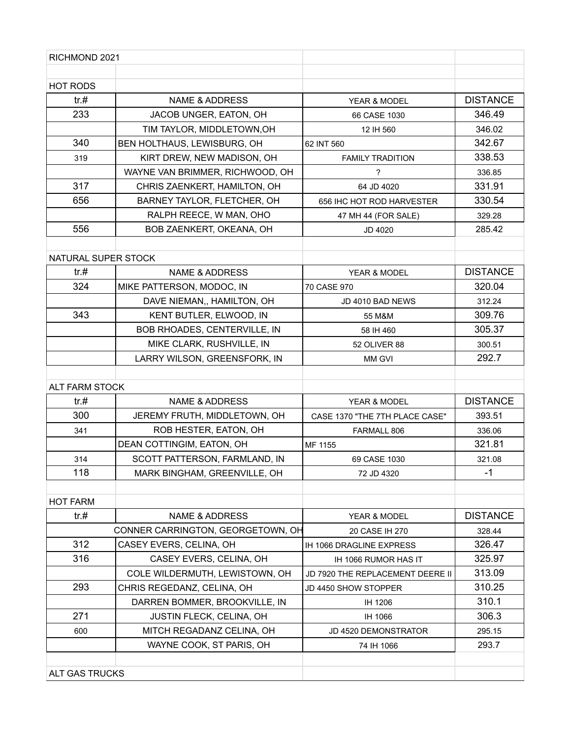RICHMOND 2021

HOT RODS

| tr.# | NAME & ADDRESS | YEAR & MODEL | DISTANCE |
|---|---|---|---|
| 233 | JACOB UNGER, EATON, OH | 66 CASE 1030 | 346.49 |
| | TIM TAYLOR, MIDDLETOWN,OH | 12 IH 560 | 346.02 |
| 340 | BEN HOLTHAUS, LEWISBURG, OH | 62 INT 560 | 342.67 |
| 319 | KIRT DREW, NEW MADISON, OH | FAMILY TRADITION | 338.53 |
| | WAYNE VAN BRIMMER, RICHWOOD, OH | ? | 336.85 |
| 317 | CHRIS ZAENKERT, HAMILTON, OH | 64 JD 4020 | 331.91 |
| 656 | BARNEY TAYLOR, FLETCHER, OH | 656 IHC HOT ROD HARVESTER | 330.54 |
| | RALPH REECE, W MAN, OHO | 47 MH 44 (FOR SALE) | 329.28 |
| 556 | BOB ZAENKERT, OKEANA, OH | JD 4020 | 285.42 |

NATURAL SUPER STOCK

| tr.# | NAME & ADDRESS | YEAR & MODEL | DISTANCE |
|---|---|---|---|
| 324 | MIKE PATTERSON, MODOC, IN | 70 CASE 970 | 320.04 |
| | DAVE NIEMAN,, HAMILTON, OH | JD 4010 BAD NEWS | 312.24 |
| 343 | KENT BUTLER, ELWOOD, IN | 55 M&M | 309.76 |
| | BOB RHOADES, CENTERVILLE, IN | 58 IH 460 | 305.37 |
| | MIKE CLARK, RUSHVILLE, IN | 52 OLIVER 88 | 300.51 |
| | LARRY WILSON, GREENSFORK, IN | MM GVI | 292.7 |

ALT FARM STOCK

| tr.# | NAME & ADDRESS | YEAR & MODEL | DISTANCE |
|---|---|---|---|
| 300 | JEREMY FRUTH, MIDDLETOWN, OH | CASE 1370 "THE 7TH PLACE CASE" | 393.51 |
| 341 | ROB HESTER, EATON, OH | FARMALL 806 | 336.06 |
| | DEAN COTTINGIM, EATON, OH | MF 1155 | 321.81 |
| 314 | SCOTT PATTERSON, FARMLAND, IN | 69 CASE 1030 | 321.08 |
| 118 | MARK BINGHAM, GREENVILLE, OH | 72 JD 4320 | -1 |

HOT FARM

| tr.# | NAME & ADDRESS | YEAR & MODEL | DISTANCE |
|---|---|---|---|
| | CONNER CARRINGTON, GEORGETOWN, OH | 20 CASE IH 270 | 328.44 |
| 312 | CASEY EVERS, CELINA, OH | IH 1066 DRAGLINE EXPRESS | 326.47 |
| 316 | CASEY EVERS, CELINA, OH | IH 1066 RUMOR HAS IT | 325.97 |
| | COLE WILDERMUTH, LEWISTOWN, OH | JD 7920 THE REPLACEMENT DEERE II | 313.09 |
| 293 | CHRIS REGEDANZ, CELINA, OH | JD 4450 SHOW STOPPER | 310.25 |
| | DARREN BOMMER, BROOKVILLE, IN | IH 1206 | 310.1 |
| 271 | JUSTIN FLECK, CELINA, OH | IH 1066 | 306.3 |
| 600 | MITCH REGADANZ CELINA, OH | JD 4520 DEMONSTRATOR | 295.15 |
| | WAYNE COOK, ST PARIS, OH | 74 IH 1066 | 293.7 |

ALT GAS TRUCKS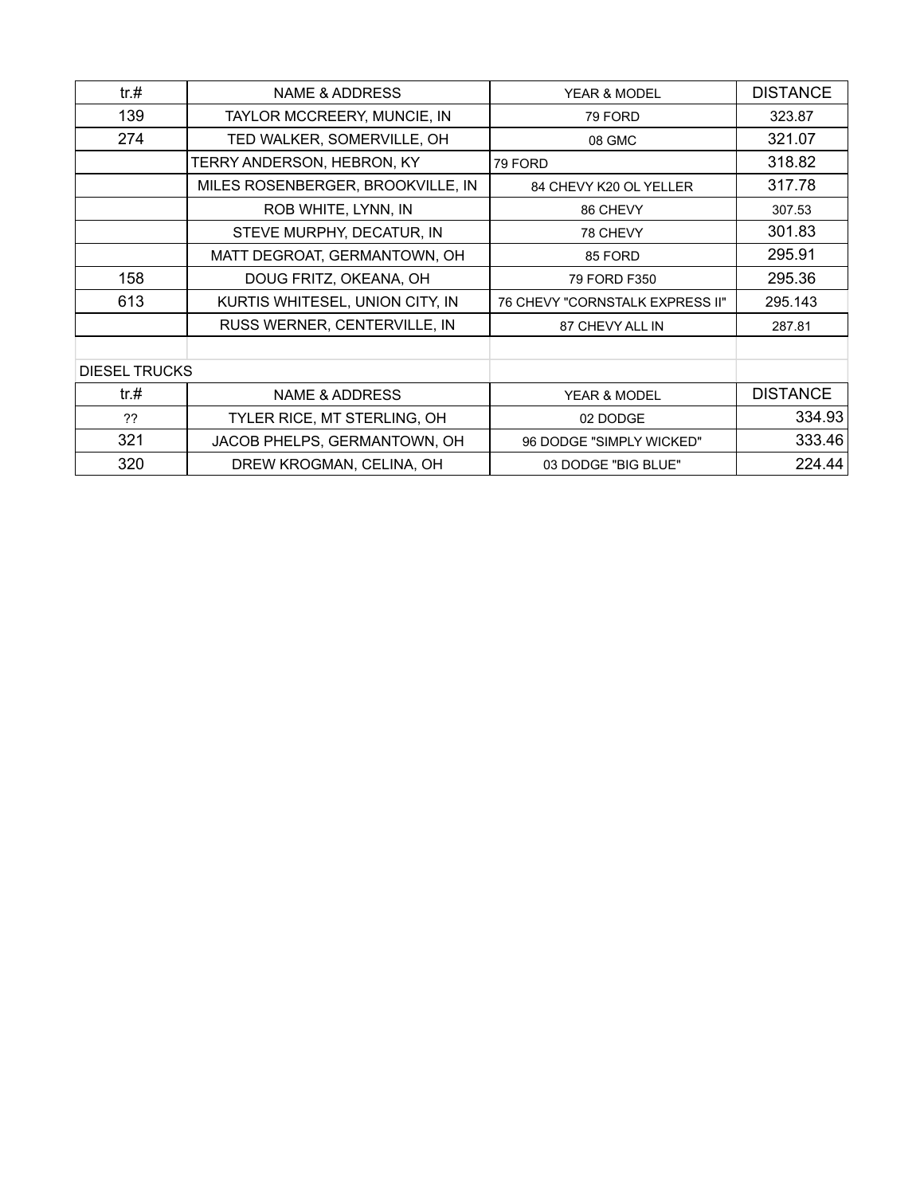| tr.# | NAME & ADDRESS | YEAR & MODEL | DISTANCE |
|---|---|---|---|
| 139 | TAYLOR MCCREERY, MUNCIE, IN | 79 FORD | 323.87 |
| 274 | TED WALKER, SOMERVILLE, OH | 08 GMC | 321.07 |
| | TERRY ANDERSON, HEBRON, KY | 79 FORD | 318.82 |
| | MILES ROSENBERGER, BROOKVILLE, IN | 84 CHEVY K20 OL YELLER | 317.78 |
| | ROB WHITE, LYNN, IN | 86 CHEVY | 307.53 |
| | STEVE MURPHY, DECATUR, IN | 78 CHEVY | 301.83 |
| | MATT DEGROAT, GERMANTOWN, OH | 85 FORD | 295.91 |
| 158 | DOUG FRITZ, OKEANA, OH | 79 FORD F350 | 295.36 |
| 613 | KURTIS WHITESEL, UNION CITY, IN | 76 CHEVY "CORNSTALK EXPRESS II" | 295.143 |
| | RUSS WERNER, CENTERVILLE, IN | 87 CHEVY ALL IN | 287.81 |

DIESEL TRUCKS

| tr.# | NAME & ADDRESS | YEAR & MODEL | DISTANCE |
|---|---|---|---|
| ?? | TYLER RICE, MT STERLING, OH | 02 DODGE | 334.93 |
| 321 | JACOB PHELPS, GERMANTOWN, OH | 96 DODGE "SIMPLY WICKED" | 333.46 |
| 320 | DREW KROGMAN, CELINA, OH | 03 DODGE "BIG BLUE" | 224.44 |